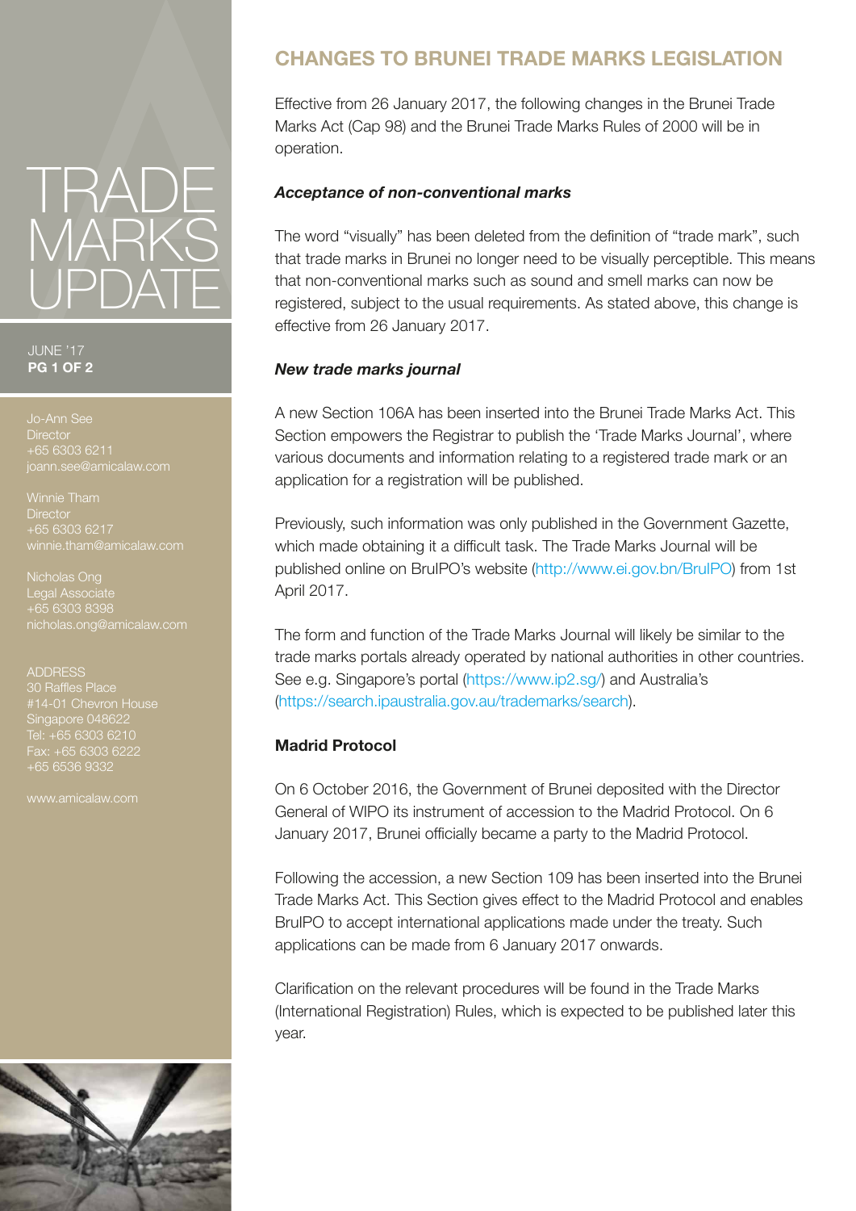# TRADE MARKS UPDATE

JUNE '17

Jo-Ann See
Director
+65 6303 6211
joann.see@amicalaw.com

Winnie Tham
Director
+65 6303 6217
winnie.tham@amicalaw.com

Nicholas Ong
Legal Associate
+65 6303 8398
nicholas.ong@amicalaw.com

ADDRESS
30 Raffles Place
#14-01 Chevron House
Singapore 048622
Tel: +65 6303 6210
Fax: +65 6303 6222
+65 6536 9332

www.amicalaw.com

## CHANGES TO BRUNEI TRADE MARKS LEGISLATION

Effective from 26 January 2017, the following changes in the Brunei Trade Marks Act (Cap 98) and the Brunei Trade Marks Rules of 2000 will be in operation.

### *Acceptance of non-conventional marks*

The word "visually" has been deleted from the definition of "trade mark", such that trade marks in Brunei no longer need to be visually perceptible. This means that non-conventional marks such as sound and smell marks can now be registered, subject to the usual requirements. As stated above, this change is effective from 26 January 2017.

### *New trade marks journal*

A new Section 106A has been inserted into the Brunei Trade Marks Act. This Section empowers the Registrar to publish the 'Trade Marks Journal', where various documents and information relating to a registered trade mark or an application for a registration will be published.

Previously, such information was only published in the Government Gazette, which made obtaining it a difficult task. The Trade Marks Journal will be published online on BruIPO's website (http://www.ei.gov.bn/BruIPO) from 1st April 2017.

The form and function of the Trade Marks Journal will likely be similar to the trade marks portals already operated by national authorities in other countries. See e.g. Singapore's portal (https://www.ip2.sg/) and Australia's (https://search.ipaustralia.gov.au/trademarks/search).

### Madrid Protocol

On 6 October 2016, the Government of Brunei deposited with the Director General of WIPO its instrument of accession to the Madrid Protocol. On 6 January 2017, Brunei officially became a party to the Madrid Protocol.

Following the accession, a new Section 109 has been inserted into the Brunei Trade Marks Act. This Section gives effect to the Madrid Protocol and enables BruIPO to accept international applications made under the treaty. Such applications can be made from 6 January 2017 onwards.

Clarification on the relevant procedures will be found in the Trade Marks (International Registration) Rules, which is expected to be published later this year.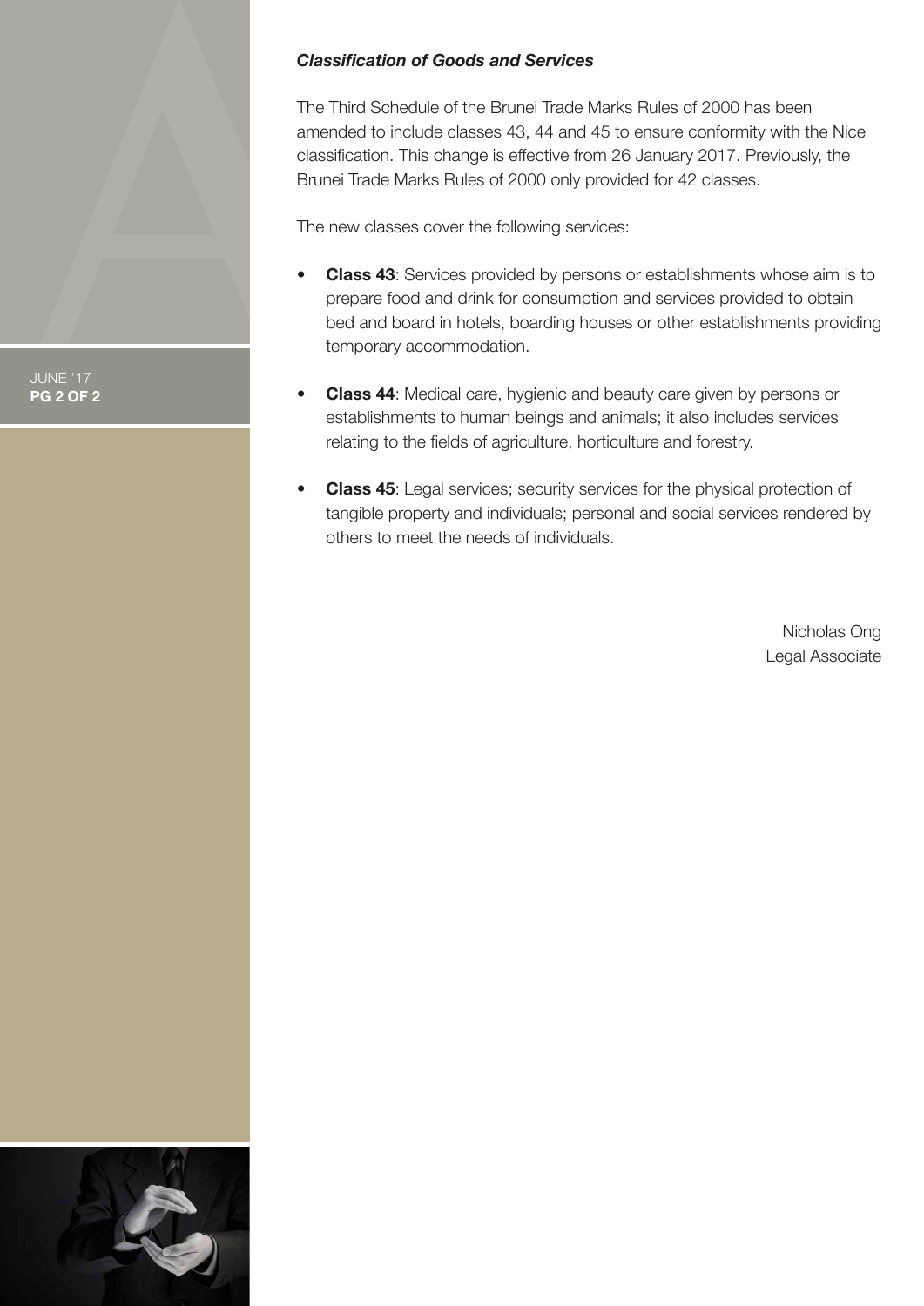***Classification of Goods and Services***

The Third Schedule of the Brunei Trade Marks Rules of 2000 has been amended to include classes 43, 44 and 45 to ensure conformity with the Nice classification. This change is effective from 26 January 2017. Previously, the Brunei Trade Marks Rules of 2000 only provided for 42 classes.

The new classes cover the following services:

- **Class 43**: Services provided by persons or establishments whose aim is to prepare food and drink for consumption and services provided to obtain bed and board in hotels, boarding houses or other establishments providing temporary accommodation.
- **Class 44**: Medical care, hygienic and beauty care given by persons or establishments to human beings and animals; it also includes services relating to the fields of agriculture, horticulture and forestry.
- **Class 45**: Legal services; security services for the physical protection of tangible property and individuals; personal and social services rendered by others to meet the needs of individuals.

Nicholas Ong
Legal Associate